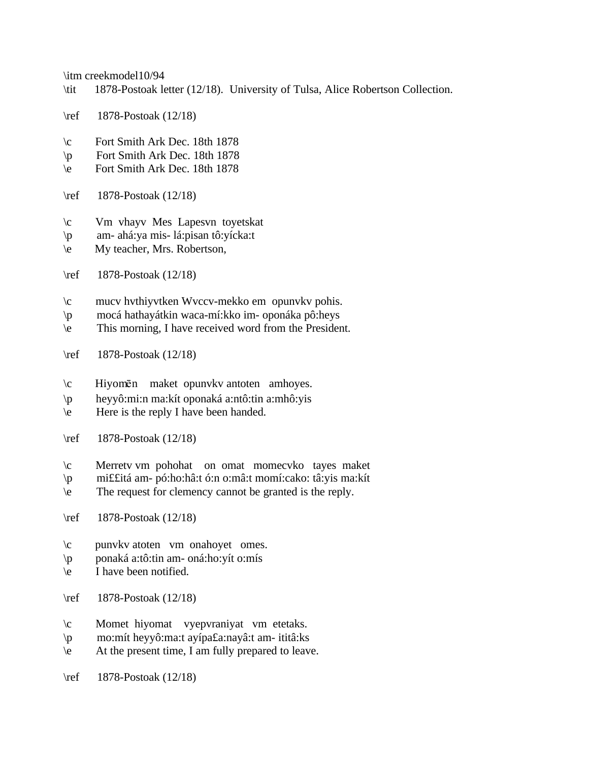\itm creekmodel10/94
\tit 1878-Postoak letter (12/18). University of Tulsa, Alice Robertson Collection.

\ref 1878-Postoak (12/18)

\c Fort Smith Ark Dec. 18th 1878
\p Fort Smith Ark Dec. 18th 1878
\e Fort Smith Ark Dec. 18th 1878

\ref 1878-Postoak (12/18)

\c Vm vhayv Mes Lapesvn toyetskat
\p am- ahá:ya mis- lá:pisan tô:yícka:t
\e My teacher, Mrs. Robertson,

\ref 1878-Postoak (12/18)

\c mucv hvthiyvtken Wvccv-mekko em opunvkv pohis.
\p mocá hathayátkin waca-mí:kko im- oponáka pô:heys
\e This morning, I have received word from the President.

\ref 1878-Postoak (12/18)

\c Hiyomēn maket opunvkv antoten amhoyes.
\p heyyô:mi:n ma:kít oponaká a:ntô:tin a:mhô:yis
\e Here is the reply I have been handed.

\ref 1878-Postoak (12/18)

\c Merretv vm pohohat on omat momecvko tayes maket
\p mi££itá am- pó:ho:hâ:t ó:n o:mâ:t momí:cako: tâ:yis ma:kít
\e The request for clemency cannot be granted is the reply.

\ref 1878-Postoak (12/18)

\c punvkv atoten vm onahoyet omes.
\p ponaká a:tô:tin am- oná:ho:yít o:mís
\e I have been notified.

\ref 1878-Postoak (12/18)

\c Momet hiyomat vyepvraniyat vm etetaks.
\p mo:mít heyyô:ma:t ayípa£a:nayâ:t am- ititâ:ks
\e At the present time, I am fully prepared to leave.

\ref 1878-Postoak (12/18)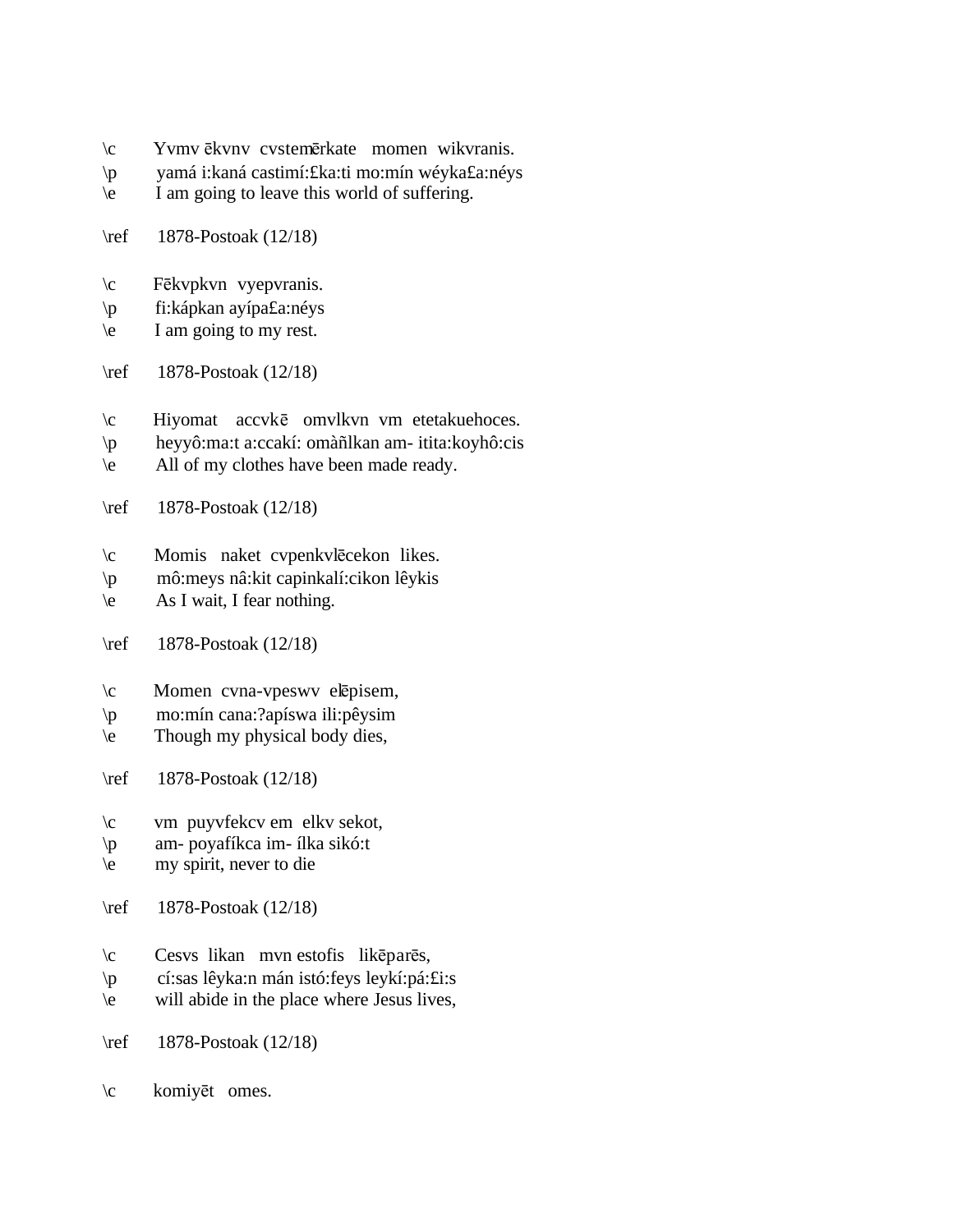\c Yvmv ēkvnv cvstemērkate momen wikvranis.
\p yamá i:kaná castimí:£ka:ti mo:mín wéyka£a:néys
\e I am going to leave this world of suffering.

\ref 1878-Postoak (12/18)

\c Fēkvpkvn vyepvranis.
\p fi:kápkan ayípa£a:néys
\e I am going to my rest.

\ref 1878-Postoak (12/18)

\c Hiyomat accvkē omvlkvn vm etetakuehoces.
\p heyyô:ma:t a:ccakí: omàñlkan am- itita:koyhô:cis
\e All of my clothes have been made ready.

\ref 1878-Postoak (12/18)

\c Momis naket cvpenkvlēcekon likes.
\p mô:meys nâ:kit capinkalí:cikon lêykis
\e As I wait, I fear nothing.

\ref 1878-Postoak (12/18)

\c Momen cvna-vpeswv elēpisem,
\p mo:mín cana:?apíswa ili:pêysim
\e Though my physical body dies,

\ref 1878-Postoak (12/18)

\c vm puyvfekcv em elkv sekot,
\p am- poyafíkca im- ílka sikó:t
\e my spirit, never to die

\ref 1878-Postoak (12/18)

\c Cesvs likan mvn estofis likēparēs,
\p cí:sas lêyka:n mán istó:feys leykí:pá:£i:s
\e will abide in the place where Jesus lives,

\ref 1878-Postoak (12/18)

\c komiyēt omes.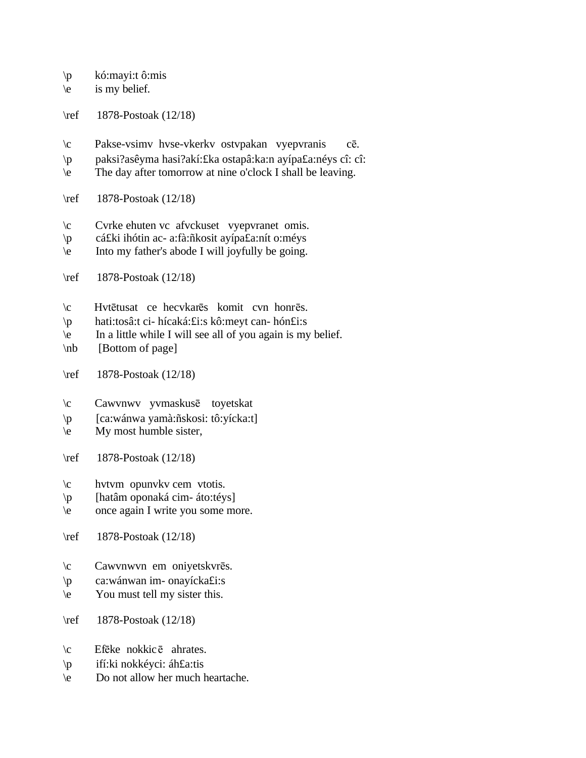\p kó:mayi:t ô:mis
\e is my belief.

\ref 1878-Postoak (12/18)

\c Pakse-vsimv hvse-vkerkv ostvpakan vyepvranis cē.
\p paksi?asêyma hasi?akí:£ka ostapâ:ka:n ayípa£a:néys cî: cî:
\e The day after tomorrow at nine o'clock I shall be leaving.

\ref 1878-Postoak (12/18)

\c Cvrke ehuten vc afvckuset vyepvranet omis.
\p cá£ki ihótin ac- a:fà:ñkosit ayípa£a:nít o:méys
\e Into my father's abode I will joyfully be going.

\ref 1878-Postoak (12/18)

\c Hvtētusat ce hecvkarēs komit cvn honrēs.
\p hati:tosâ:t ci- hícaká:£i:s kô:meyt can- hón£i:s
\e In a little while I will see all of you again is my belief.
\nb [Bottom of page]

\ref 1878-Postoak (12/18)

\c Cawvnwv yvmaskusē toyetskat
\p [ca:wánwa yamà:ñskosi: tô:yícka:t]
\e My most humble sister,

\ref 1878-Postoak (12/18)

\c hvtvm opunvkv cem vtotis.
\p [hatâm oponaká cim- áto:téys]
\e once again I write you some more.

\ref 1878-Postoak (12/18)

\c Cawvnwvn em oniyetskvrēs.
\p ca:wánwan im- onayícka£i:s
\e You must tell my sister this.

\ref 1878-Postoak (12/18)

\c Efēke nokkic ē ahrates.
\p ifí:ki nokkéyci: áh£a:tis
\e Do not allow her much heartache.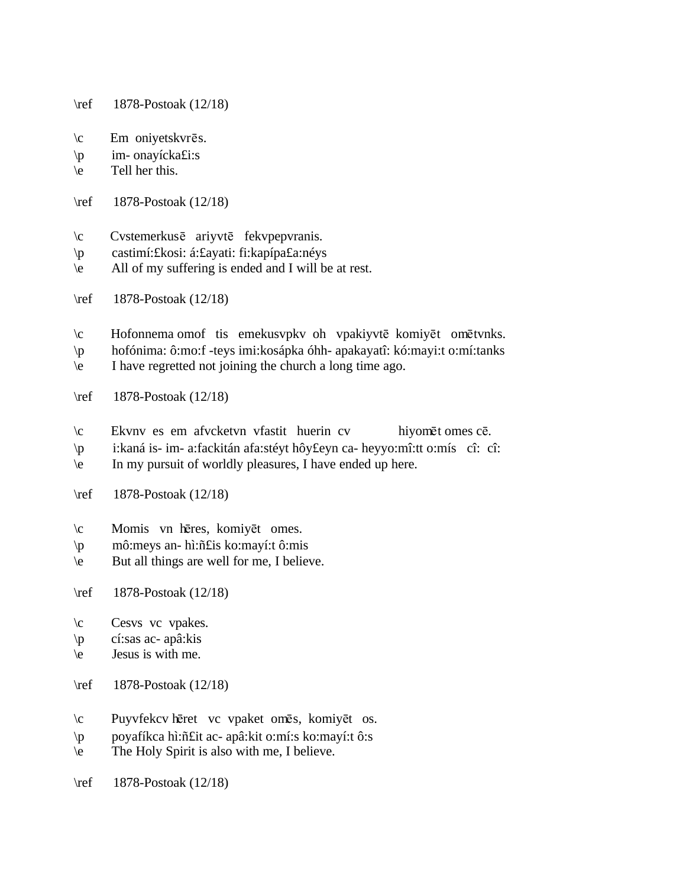\ref 1878-Postoak (12/18)

\c Em oniyetskvrēs.
\p im- onayícka£i:s
\e Tell her this.

\ref 1878-Postoak (12/18)

\c Cvstemerkusē ariyvtē fekvpepvranis.
\p castimí:£kosi: á:£ayati: fi:kapípa£a:néys
\e All of my suffering is ended and I will be at rest.

\ref 1878-Postoak (12/18)

\c Hofonnema omof tis emekusvpkv oh vpakiyvtē komiyēt omētvnks.
\p hofónima: ô:mo:f -teys imi:kosápka óhh- apakayatî: kó:mayi:t o:mí:tanks
\e I have regretted not joining the church a long time ago.

\ref 1878-Postoak (12/18)

\c Ekvnv es em afvcketvn vfastit huerin cv hiyomēt omes cē.
\p i:kaná is- im- a:fackitán afa:stéyt hôy£eyn ca- heyyo:mî:tt o:mís cî: cî:
\e In my pursuit of worldly pleasures, I have ended up here.

\ref 1878-Postoak (12/18)

\c Momis vn hēres, komiyēt omes.
\p mô:meys an- hì:ñ£is ko:mayí:t ô:mis
\e But all things are well for me, I believe.

\ref 1878-Postoak (12/18)

\c Cesvs vc vpakes.
\p cí:sas ac- apâ:kis
\e Jesus is with me.

\ref 1878-Postoak (12/18)

\c Puyvfekcv hēret vc vpaket omēs, komiyēt os.
\p poyafíkca hì:ñ£it ac- apâ:kit o:mí:s ko:mayí:t ô:s
\e The Holy Spirit is also with me, I believe.

\ref 1878-Postoak (12/18)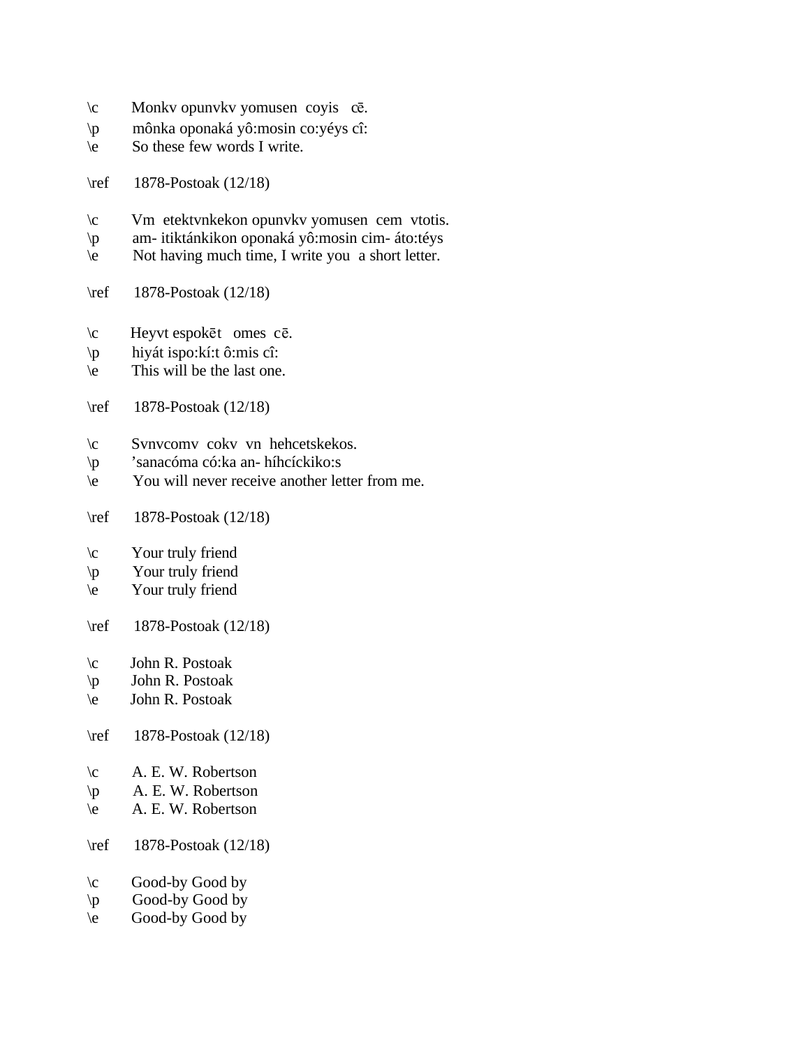\c Monkv opunvkv yomusen coyis cē.
\p mônka oponaká yô:mosin co:yéys cî:
\e So these few words I write.

\ref 1878-Postoak (12/18)

\c Vm etektvnkekon opunvkv yomusen cem vtotis.
\p am- itiktánkikon oponaká yô:mosin cim- áto:téys
\e Not having much time, I write you a short letter.

\ref 1878-Postoak (12/18)

\c Heyvt espokēt omes cē.
\p hiyát ispo:kí:t ô:mis cî:
\e This will be the last one.

\ref 1878-Postoak (12/18)

\c Svnvcomv cokv vn hehcetskekos.
\p ’sanacóma có:ka an- híhcíckiko:s
\e You will never receive another letter from me.

\ref 1878-Postoak (12/18)

\c Your truly friend
\p Your truly friend
\e Your truly friend

\ref 1878-Postoak (12/18)

\c John R. Postoak
\p John R. Postoak
\e John R. Postoak

\ref 1878-Postoak (12/18)

\c A. E. W. Robertson
\p A. E. W. Robertson
\e A. E. W. Robertson

\ref 1878-Postoak (12/18)

\c Good-by Good by
\p Good-by Good by
\e Good-by Good by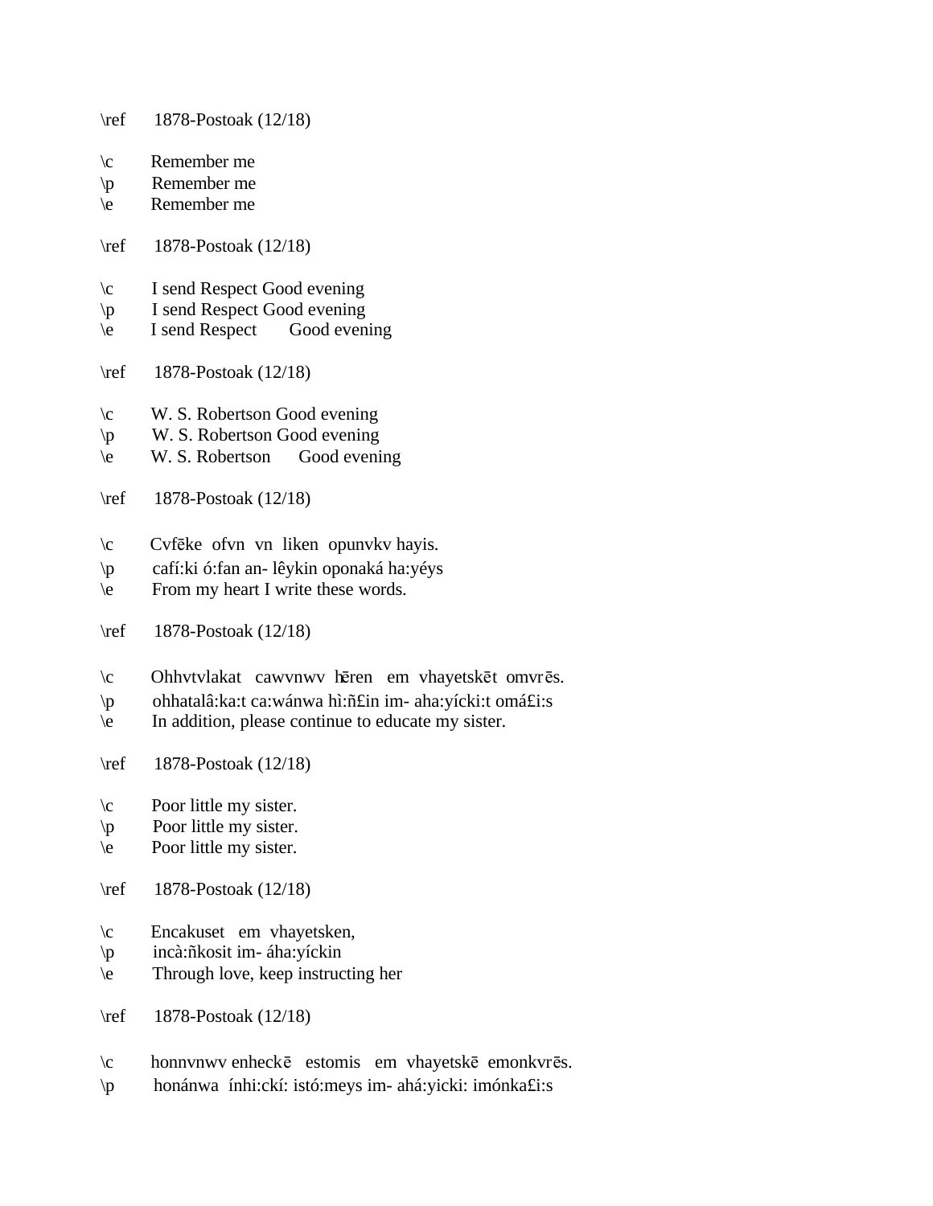\ref 1878-Postoak (12/18)

\c Remember me
\p Remember me
\e Remember me

\ref 1878-Postoak (12/18)

\c I send Respect Good evening
\p I send Respect Good evening
\e I send Respect Good evening

\ref 1878-Postoak (12/18)

\c W. S. Robertson Good evening
\p W. S. Robertson Good evening
\e W. S. Robertson Good evening

\ref 1878-Postoak (12/18)

\c Cvfēke ofvn vn liken opunvkv hayis.
\p cafí:ki ó:fan an- lêykin oponaká ha:yéys
\e From my heart I write these words.

\ref 1878-Postoak (12/18)

\c Ohhvtvlakat cawvnwv hēren em vhayetskēt omvrēs.
\p ohhatalâ:ka:t ca:wánwa hì:ñ£in im- aha:yícki:t omá£i:s
\e In addition, please continue to educate my sister.

\ref 1878-Postoak (12/18)

\c Poor little my sister.
\p Poor little my sister.
\e Poor little my sister.

\ref 1878-Postoak (12/18)

\c Encakuset em vhayetsken,
\p incà:ñkosit im- áha:yíckin
\e Through love, keep instructing her

\ref 1878-Postoak (12/18)

\c honnvnwv enheckē estomis em vhayetskē emonkvrēs.
\p honánwa ínhi:ckí: istó:meys im- ahá:yicki: imónka£i:s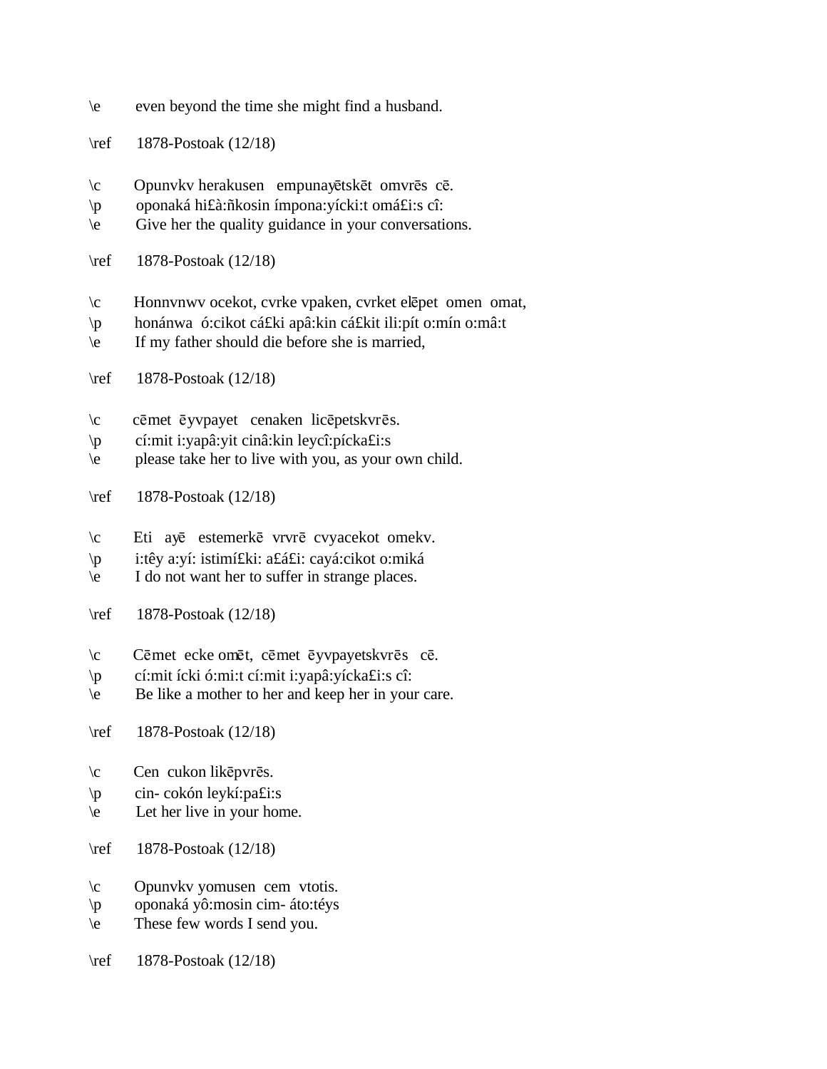\e	even beyond the time she might find a husband.

\ref	1878-Postoak (12/18)

\c	Opunvkv herakusen   empunayētskēt  omvrēs  cē.
\p	oponaká hi£à:ñkosin ímpona:yícki:t omá£i:s cî:
\e	Give her the quality guidance in your conversations.

\ref	1878-Postoak (12/18)

\c	Honnvnwv ocekot, cvrke vpaken, cvrket elēpet  omen  omat,
\p	honánwa  ó:cikot cá£ki apâ:kin cá£kit ili:pít o:mín o:mâ:t
\e	If my father should die before she is married,

\ref	1878-Postoak (12/18)

\c	cēmet  ēyvpayet   cenaken  licēpetskvrēs.
\p	cí:mit i:yapâ:yit cinâ:kin leycî:pícka£i:s
\e	please take her to live with you, as your own child.

\ref	1878-Postoak (12/18)

\c	Eti   ayē   estemerkē  vrvrē  cvyacekot  omekv.
\p	i:têy a:yí: istimí£ki: a£á£i: cayá:cikot o:miká
\e	I do not want her to suffer in strange places.

\ref	1878-Postoak (12/18)

\c	Cēmet  ecke omēt,  cēmet  ēyvpayetskvrēs   cē.
\p	cí:mit ícki ó:mi:t cí:mit i:yapâ:yícka£i:s cî:
\e	Be like a mother to her and keep her in your care.

\ref	1878-Postoak (12/18)

\c	Cen  cukon likēpvrēs.
\p	cin- cokón leykí:pa£i:s
\e	Let her live in your home.

\ref	1878-Postoak (12/18)

\c	Opunvkv yomusen  cem  vtotis.
\p	oponaká yô:mosin cim- áto:téys
\e	These few words I send you.

\ref	1878-Postoak (12/18)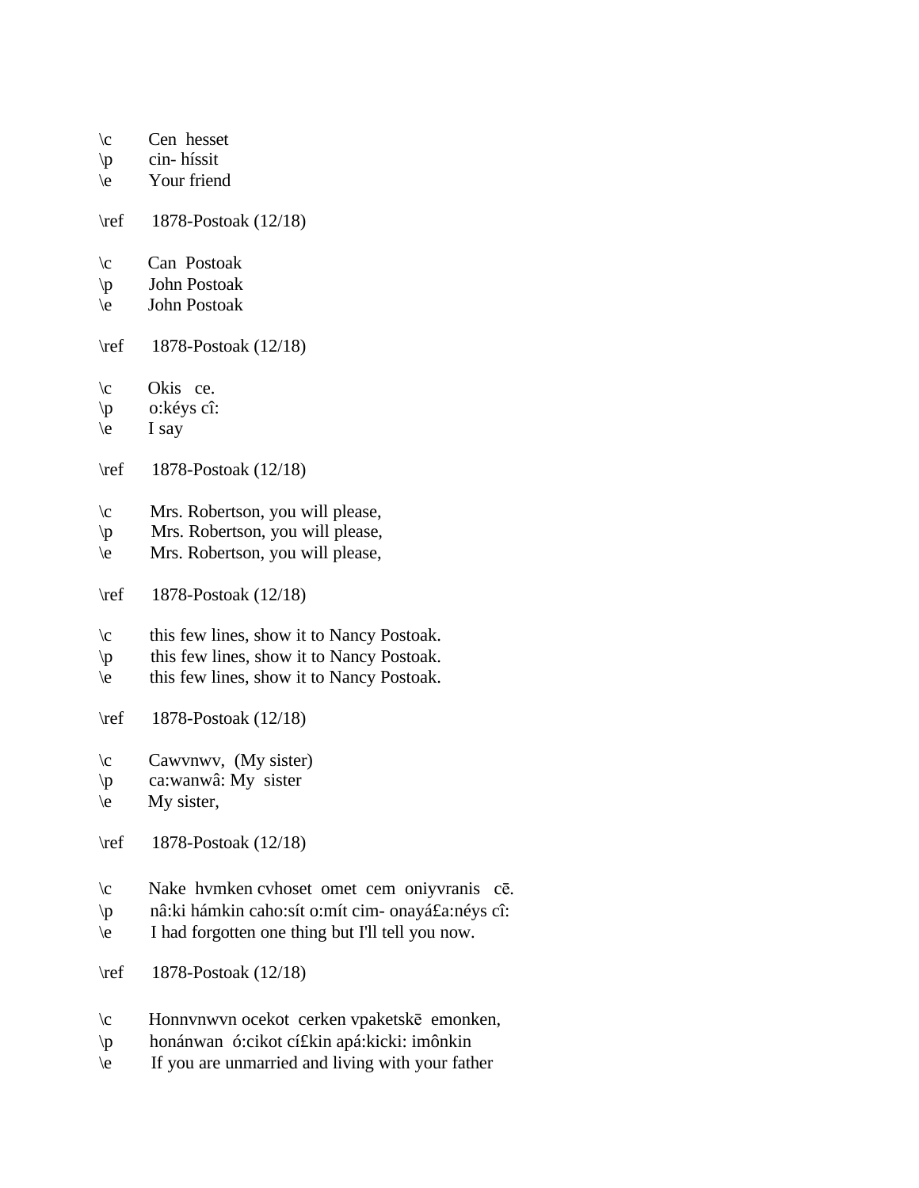\c Cen hesset
\p cin- híssit
\e Your friend

\ref 1878-Postoak (12/18)

\c Can Postoak
\p John Postoak
\e John Postoak

\ref 1878-Postoak (12/18)

\c Okis ce.
\p o:kéys cî:
\e I say

\ref 1878-Postoak (12/18)

\c Mrs. Robertson, you will please,
\p Mrs. Robertson, you will please,
\e Mrs. Robertson, you will please,

\ref 1878-Postoak (12/18)

\c this few lines, show it to Nancy Postoak.
\p this few lines, show it to Nancy Postoak.
\e this few lines, show it to Nancy Postoak.

\ref 1878-Postoak (12/18)

\c Cawvnwv, (My sister)
\p ca:wanwâ: My sister
\e My sister,

\ref 1878-Postoak (12/18)

\c Nake hvmken cvhoset omet cem oniyvranis cē.
\p nâ:ki hámkin caho:sít o:mít cim- onayá£a:néys cî:
\e I had forgotten one thing but I'll tell you now.

\ref 1878-Postoak (12/18)

\c Honnvnwvn ocekot cerken vpaketskē emonken,
\p honánwan ó:cikot cí£kin apá:kicki: imônkin
\e If you are unmarried and living with your father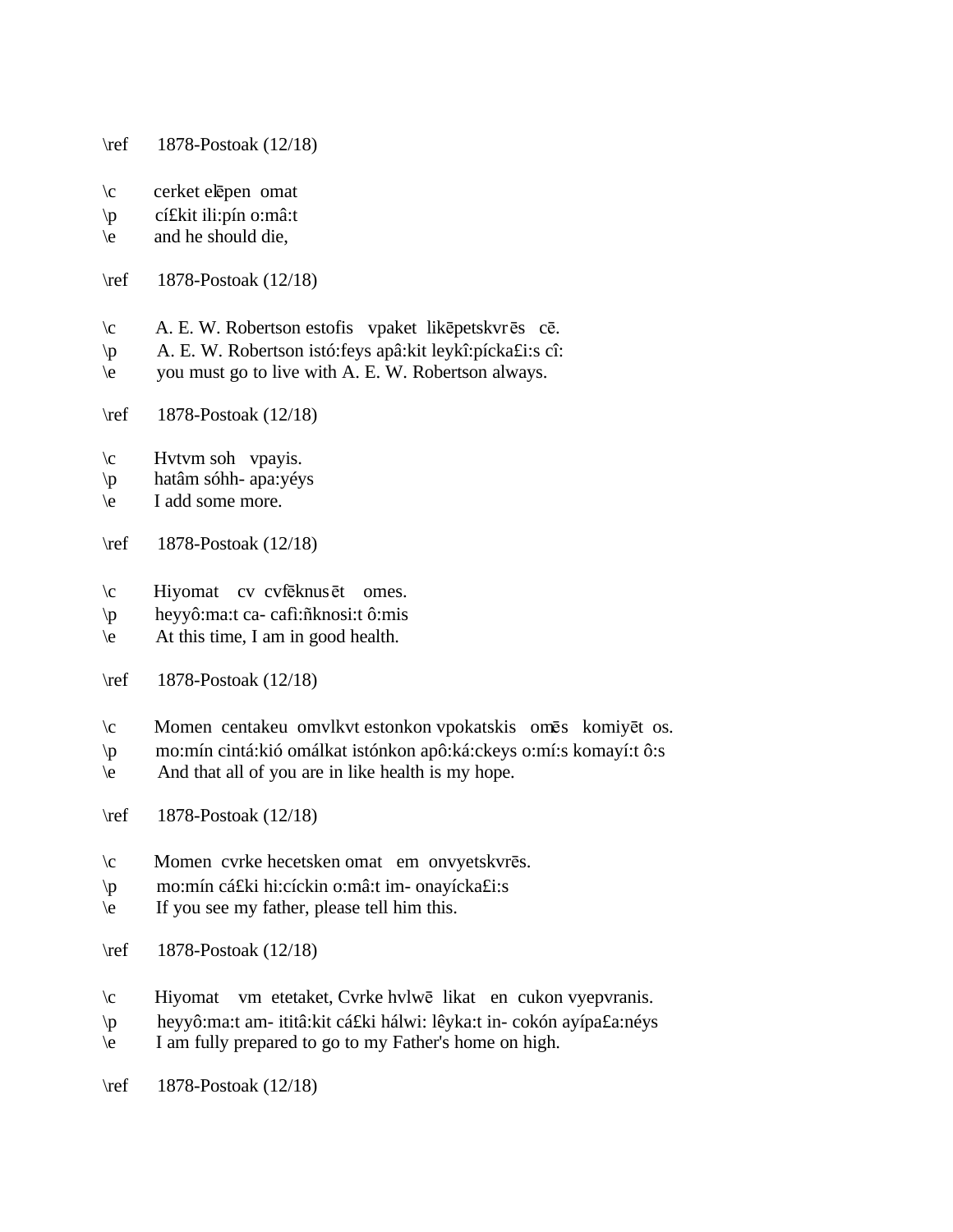\ref 1878-Postoak (12/18)

\c cerket elēpen omat
\p cí£kit ili:pín o:mâ:t
\e and he should die,

\ref 1878-Postoak (12/18)

\c A. E. W. Robertson estofis vpaket likēpetskvrēs cē.
\p A. E. W. Robertson istó:feys apâ:kit leykî:pícka£i:s cî:
\e you must go to live with A. E. W. Robertson always.

\ref 1878-Postoak (12/18)

\c Hvtvm soh vpayis.
\p hatâm sóhh- apa:yéys
\e I add some more.

\ref 1878-Postoak (12/18)

\c Hiyomat cv cvfēknusēt omes.
\p heyyô:ma:t ca- cafì:ñknosi:t ô:mis
\e At this time, I am in good health.

\ref 1878-Postoak (12/18)

\c Momen centakeu omvlkvt estonkon vpokatskis omēs komiyēt os.
\p mo:mín cintá:kió omálkat istónkon apô:ká:ckeys o:mí:s komayí:t ô:s
\e And that all of you are in like health is my hope.

\ref 1878-Postoak (12/18)

\c Momen cvrke hecetsken omat em onvyetskvrēs.
\p mo:mín cá£ki hi:cíckin o:mâ:t im- onayícka£i:s
\e If you see my father, please tell him this.

\ref 1878-Postoak (12/18)

\c Hiyomat vm etetaket, Cvrke hvlwē likat en cukon vyepvranis.
\p heyyô:ma:t am- ititâ:kit cá£ki hálwi: lêyka:t in- cokón ayípa£a:néys
\e I am fully prepared to go to my Father's home on high.

\ref 1878-Postoak (12/18)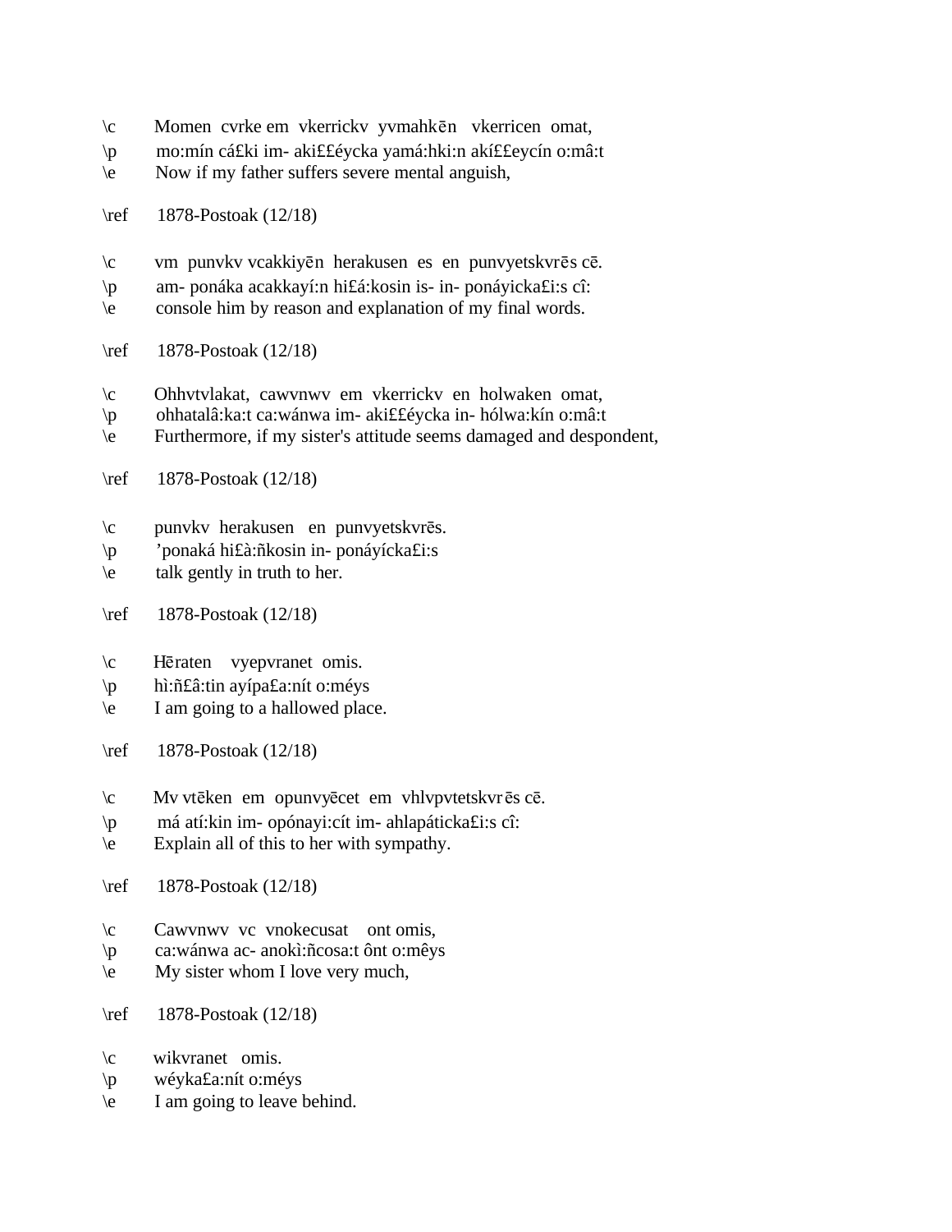\c Momen cvrke em vkerrickv yvmahkēn vkerricen omat,
\p mo:mín cá£ki im- aki££éycka yamá:hki:n akí££eycín o:mâ:t
\e Now if my father suffers severe mental anguish,

\ref 1878-Postoak (12/18)

\c vm punvkv vcakkiyēn herakusen es en punvyetskvrēs cē.
\p am- ponáka acakkayí:n hi£á:kosin is- in- ponáyicka£i:s cî:
\e console him by reason and explanation of my final words.

\ref 1878-Postoak (12/18)

\c Ohhvtvlakat, cawvnwv em vkerrickv en holwaken omat,
\p ohhatalâ:ka:t ca:wánwa im- aki££éycka in- hólwa:kín o:mâ:t
\e Furthermore, if my sister's attitude seems damaged and despondent,

\ref 1878-Postoak (12/18)

\c punvkv herakusen en punvyetskvrēs.
\p ’ponaká hi£à:ñkosin in- ponáyícka£i:s
\e talk gently in truth to her.

\ref 1878-Postoak (12/18)

\c Hēraten vyepvranet omis.
\p hì:ñ£â:tin ayípa£a:nít o:méys
\e I am going to a hallowed place.

\ref 1878-Postoak (12/18)

\c Mv vtēken em opunvyēcet em vhlvpvtetskvrēs cē.
\p má atí:kin im- opónayi:cít im- ahlapáticka£i:s cî:
\e Explain all of this to her with sympathy.

\ref 1878-Postoak (12/18)

\c Cawvnwv vc vnokecusat ont omis,
\p ca:wánwa ac- anokì:ñcosa:t ônt o:mêys
\e My sister whom I love very much,

\ref 1878-Postoak (12/18)

\c wikvranet omis.
\p wéyka£a:nít o:méys
\e I am going to leave behind.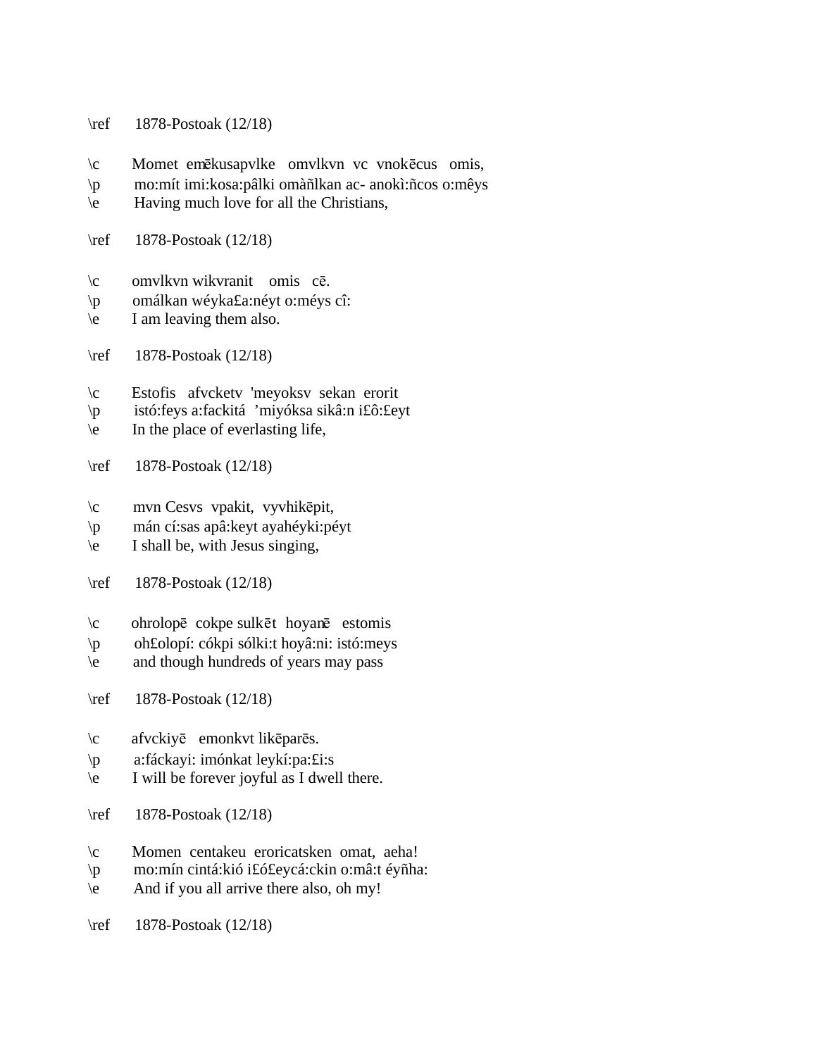\ref 1878-Postoak (12/18)

\c Momet emēkusapvlke omvlkvn vc vnokēcus omis,
\p mo:mít imi:kosa:pâlki omàñlkan ac- anokì:ñcos o:mêys
\e Having much love for all the Christians,

\ref 1878-Postoak (12/18)

\c omvlkvn wikvranit omis cē.
\p omálkan wéyka£a:néyt o:méys cî:
\e I am leaving them also.

\ref 1878-Postoak (12/18)

\c Estofis afvcketv 'meyoksv sekan erorit
\p istó:feys a:fackitá ’miyóksa sikâ:n i£ô:£eyt
\e In the place of everlasting life,

\ref 1878-Postoak (12/18)

\c mvn Cesvs vpakit, vyvhikēpit,
\p mán cí:sas apâ:keyt ayahéyki:péyt
\e I shall be, with Jesus singing,

\ref 1878-Postoak (12/18)

\c ohrolopē cokpe sulkēt hoyanē estomis
\p oh£olopí: cókpi sólki:t hoyâ:ni: istó:meys
\e and though hundreds of years may pass

\ref 1878-Postoak (12/18)

\c afvckiyē emonkvt likēparēs.
\p a:fáckayi: imónkat leykí:pa:£i:s
\e I will be forever joyful as I dwell there.

\ref 1878-Postoak (12/18)

\c Momen centakeu eroricatsken omat, aeha!
\p mo:mín cintá:kió i£ó£eycá:ckin o:mâ:t éyñha:
\e And if you all arrive there also, oh my!

\ref 1878-Postoak (12/18)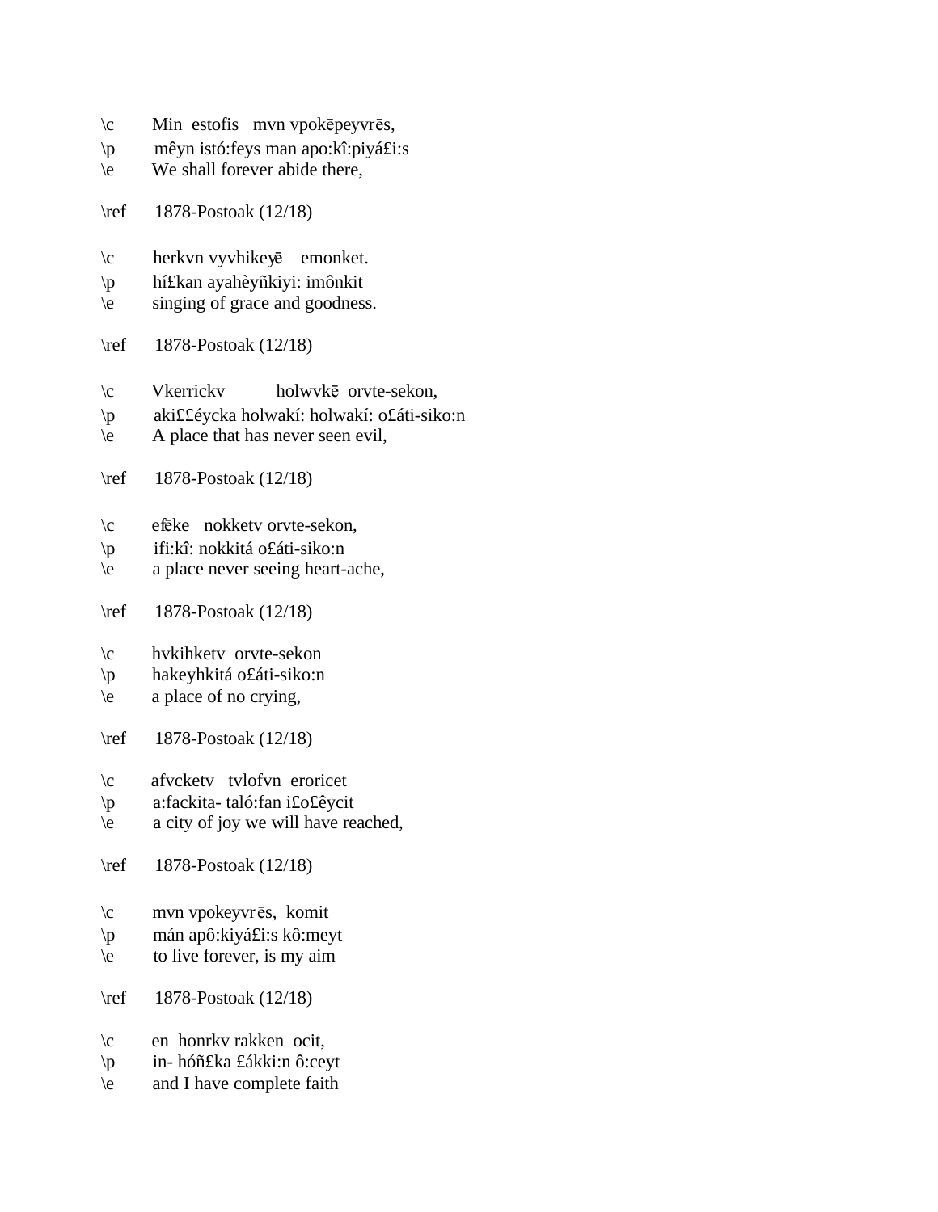\c Min estofis mvn vpokēpeyvrēs,
\p mêyn istó:feys man apo:kî:piyá£i:s
\e We shall forever abide there,

\ref 1878-Postoak (12/18)

\c herkvn vyvhikeyē emonket.
\p hí£kan ayahèyñkiyi: imônkit
\e singing of grace and goodness.

\ref 1878-Postoak (12/18)

\c Vkerrickv holwvkē orvte-sekon,
\p aki££éycka holwakí: holwakí: o£áti-siko:n
\e A place that has never seen evil,

\ref 1878-Postoak (12/18)

\c efēke nokketv orvte-sekon,
\p ifi:kî: nokkitá o£áti-siko:n
\e a place never seeing heart-ache,

\ref 1878-Postoak (12/18)

\c hvkihketv orvte-sekon
\p hakeyhkitá o£áti-siko:n
\e a place of no crying,

\ref 1878-Postoak (12/18)

\c afvcketv tvlofvn eroricet
\p a:fackita- taló:fan i£o£êycit
\e a city of joy we will have reached,

\ref 1878-Postoak (12/18)

\c mvn vpokeyvrēs, komit
\p mán apô:kiyá£i:s kô:meyt
\e to live forever, is my aim

\ref 1878-Postoak (12/18)

\c en honrkv rakken ocit,
\p in- hóñ£ka £ákki:n ô:ceyt
\e and I have complete faith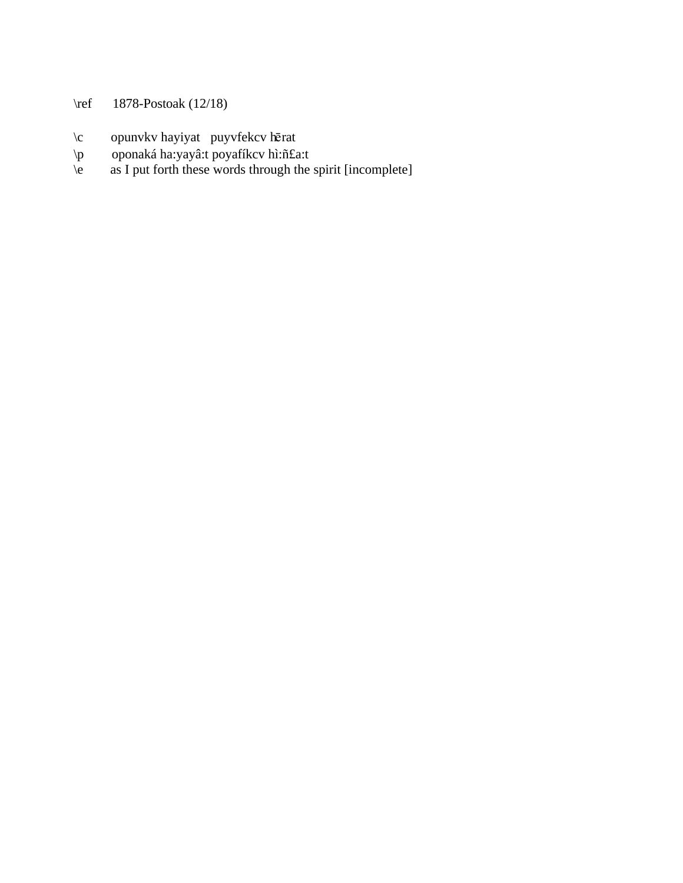\ref 1878-Postoak (12/18)

\c opunvkv hayiyat puyvfekcv hērat

\p oponaká ha:yayâ:t poyafíkcv hì:ñ£a:t

\e as I put forth these words through the spirit [incomplete]